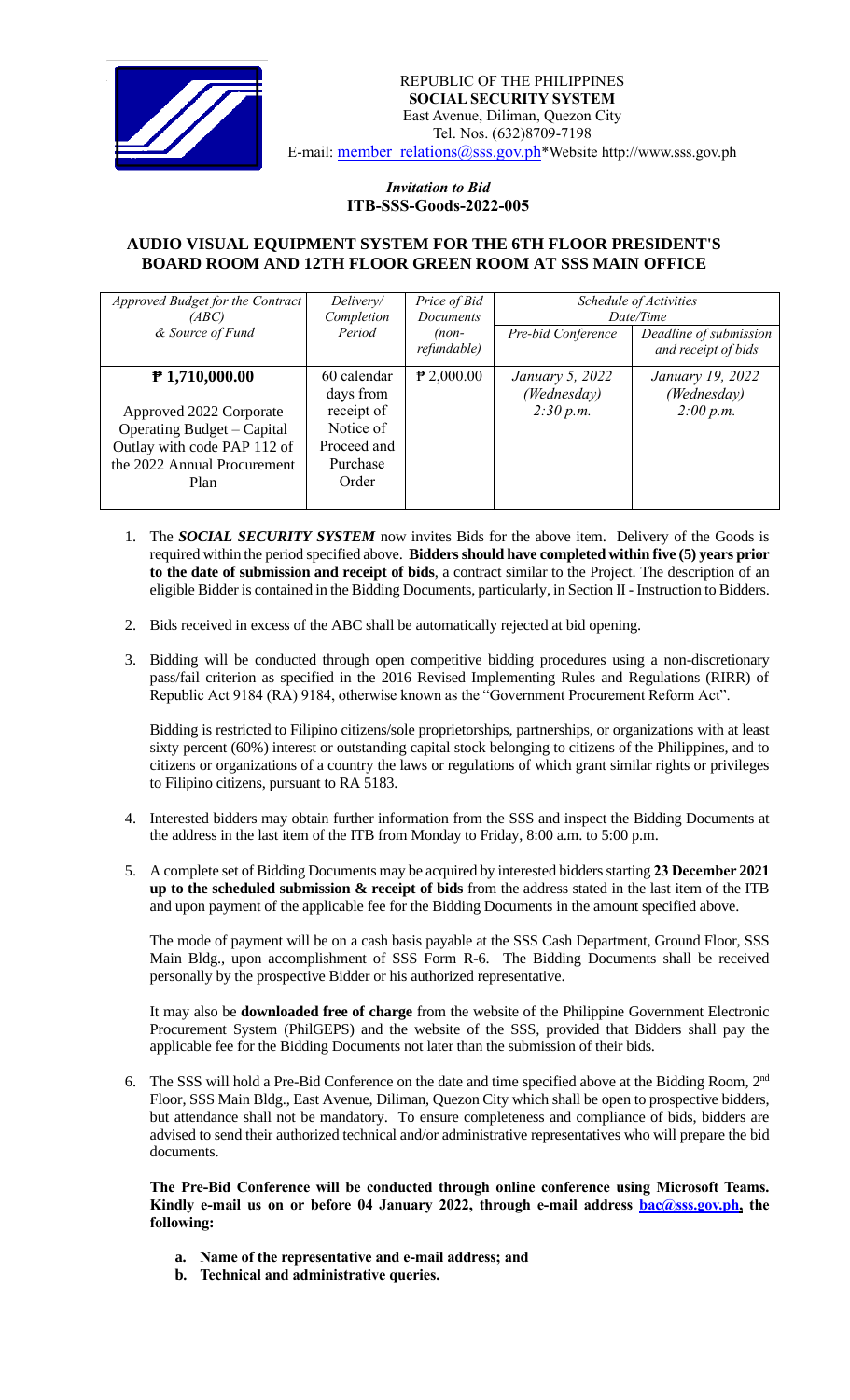REPUBLIC OF THE PHILIPPINES
**SOCIAL SECURITY SYSTEM**
East Avenue, Diliman, Quezon City
Tel. Nos. (632)8709-7198
E-mail: member_relations@sss.gov.ph*Website http://www.sss.gov.ph

*Invitation to Bid*
**ITB-SSS-Goods-2022-005**

## AUDIO VISUAL EQUIPMENT SYSTEM FOR THE 6TH FLOOR PRESIDENT'S BOARD ROOM AND 12TH FLOOR GREEN ROOM AT SSS MAIN OFFICE

| *Approved Budget for the Contract (ABC) & Source of Fund* | *Delivery/ Completion Period* | *Price of Bid Documents (non-refundable)* | *Schedule of Activities Date/Time* | |
|---|---|---|---|---|
| | | | *Pre-bid Conference* | *Deadline of submission and receipt of bids* |
| **₱ 1,710,000.00** Approved 2022 Corporate Operating Budget – Capital Outlay with code PAP 112 of the 2022 Annual Procurement Plan | 60 calendar days from receipt of Notice of Proceed and Purchase Order | ₱ 2,000.00 | *January 5, 2022 (Wednesday) 2:30 p.m.* | *January 19, 2022 (Wednesday) 2:00 p.m.* |

1. The ***SOCIAL SECURITY SYSTEM*** now invites Bids for the above item. Delivery of the Goods is required within the period specified above. **Bidders should have completed within five (5) years prior to the date of submission and receipt of bids**, a contract similar to the Project. The description of an eligible Bidder is contained in the Bidding Documents, particularly, in Section II - Instruction to Bidders.

2. Bids received in excess of the ABC shall be automatically rejected at bid opening.

3. Bidding will be conducted through open competitive bidding procedures using a non-discretionary pass/fail criterion as specified in the 2016 Revised Implementing Rules and Regulations (RIRR) of Republic Act 9184 (RA) 9184, otherwise known as the "Government Procurement Reform Act".

   Bidding is restricted to Filipino citizens/sole proprietorships, partnerships, or organizations with at least sixty percent (60%) interest or outstanding capital stock belonging to citizens of the Philippines, and to citizens or organizations of a country the laws or regulations of which grant similar rights or privileges to Filipino citizens, pursuant to RA 5183.

4. Interested bidders may obtain further information from the SSS and inspect the Bidding Documents at the address in the last item of the ITB from Monday to Friday, 8:00 a.m. to 5:00 p.m.

5. A complete set of Bidding Documents may be acquired by interested bidders starting **23 December 2021 up to the scheduled submission & receipt of bids** from the address stated in the last item of the ITB and upon payment of the applicable fee for the Bidding Documents in the amount specified above.

   The mode of payment will be on a cash basis payable at the SSS Cash Department, Ground Floor, SSS Main Bldg., upon accomplishment of SSS Form R-6. The Bidding Documents shall be received personally by the prospective Bidder or his authorized representative.

   It may also be **downloaded free of charge** from the website of the Philippine Government Electronic Procurement System (PhilGEPS) and the website of the SSS, provided that Bidders shall pay the applicable fee for the Bidding Documents not later than the submission of their bids.

6. The SSS will hold a Pre-Bid Conference on the date and time specified above at the Bidding Room, 2nd Floor, SSS Main Bldg., East Avenue, Diliman, Quezon City which shall be open to prospective bidders, but attendance shall not be mandatory. To ensure completeness and compliance of bids, bidders are advised to send their authorized technical and/or administrative representatives who will prepare the bid documents.

   **The Pre-Bid Conference will be conducted through online conference using Microsoft Teams. Kindly e-mail us on or before 04 January 2022, through e-mail address bac@sss.gov.ph, the following:**

   a. **Name of the representative and e-mail address; and**
   b. **Technical and administrative queries.**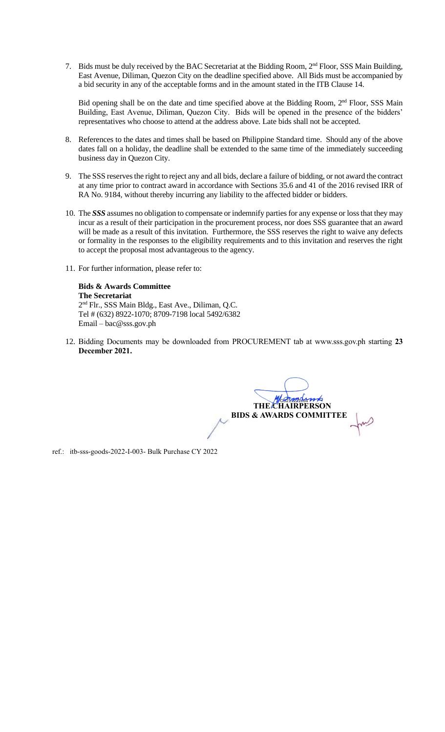7. Bids must be duly received by the BAC Secretariat at the Bidding Room, 2nd Floor, SSS Main Building, East Avenue, Diliman, Quezon City on the deadline specified above. All Bids must be accompanied by a bid security in any of the acceptable forms and in the amount stated in the ITB Clause 14.

   Bid opening shall be on the date and time specified above at the Bidding Room, 2nd Floor, SSS Main Building, East Avenue, Diliman, Quezon City. Bids will be opened in the presence of the bidders' representatives who choose to attend at the address above. Late bids shall not be accepted.

8. References to the dates and times shall be based on Philippine Standard time. Should any of the above dates fall on a holiday, the deadline shall be extended to the same time of the immediately succeeding business day in Quezon City.

9. The SSS reserves the right to reject any and all bids, declare a failure of bidding, or not award the contract at any time prior to contract award in accordance with Sections 35.6 and 41 of the 2016 revised IRR of RA No. 9184, without thereby incurring any liability to the affected bidder or bidders.

10. The ***SSS*** assumes no obligation to compensate or indemnify parties for any expense or loss that they may incur as a result of their participation in the procurement process, nor does SSS guarantee that an award will be made as a result of this invitation. Furthermore, the SSS reserves the right to waive any defects or formality in the responses to the eligibility requirements and to this invitation and reserves the right to accept the proposal most advantageous to the agency.

11. For further information, please refer to:

    **Bids & Awards Committee**
    **The Secretariat**
    2nd Flr., SSS Main Bldg., East Ave., Diliman, Q.C.
    Tel # (632) 8922-1070; 8709-7198 local 5492/6382
    Email – bac@sss.gov.ph

12. Bidding Documents may be downloaded from PROCUREMENT tab at www.sss.gov.ph starting **23 December 2021.**

**THE CHAIRPERSON**
**BIDS & AWARDS COMMITTEE**

ref.: itb-sss-goods-2022-I-003- Bulk Purchase CY 2022